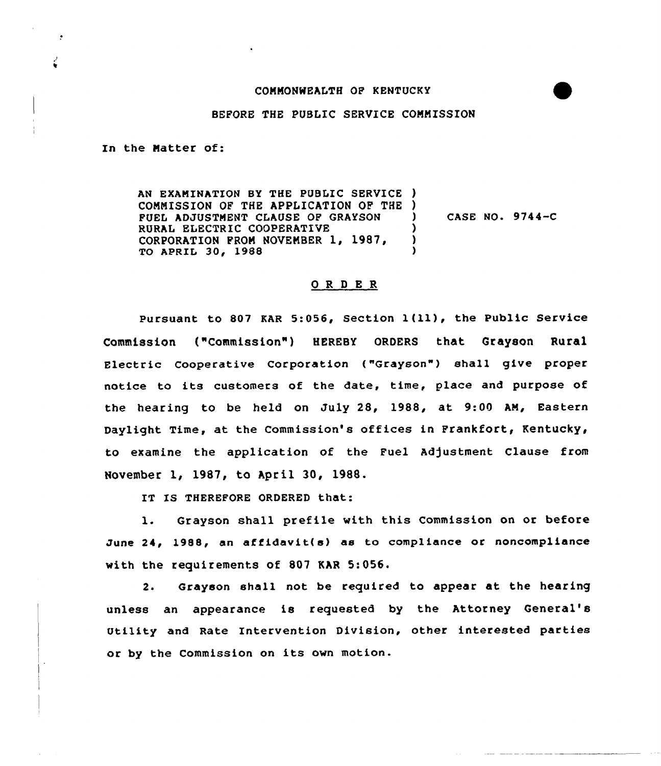COMMONWEALTH OF KENTUCKY

BEFORE THE PUBLIC SERVICE COMMISSION

In the Matter of:

AN EXAMINATION BY THE PUBLIC SERVICE COMMISSION OF THE APPLICATION OF THE FUEL ADJUSTMENT CLAUSE OF GRAYSON RURAL ELECTRIC COOPERATIVE CORPORATION FROM NOVEMBER 1, 1987, TO APRIL 30, 1988 ) CASE NO. 9744-C

# O R D E R

Pursuant to 807 KAR 5:056, Section 1(11), the Public Service Commission ("Commission") HEREBY ORDERS that Grayson Rural Electric Cooperative Corporation ("Grayson") shall give proper notice to its customers of the date, time, place and purpose of the hearing to be held on July 28, 1988, at 9:00 AM, Eastern Daylight Time, at the Commission's offices in Frankfort, Kentucky, to examine the application of the Fuel Adjustment Clause from November 1, 1987, to April 30, 1988.

IT IS THEREFORE ORDERED that:

1. Grayson shall prefile with this Commission on or before June 24, 1988, an affidavit(s) as to compliance or noncompliance with the requirements of 807 KAR 5:056.

2. Grayson shall not be required to appear at the hearing unless an appearance is requested by the Attorney General's Utility and Rate Intervention Division, other interested parties or by the Commission on its own motion.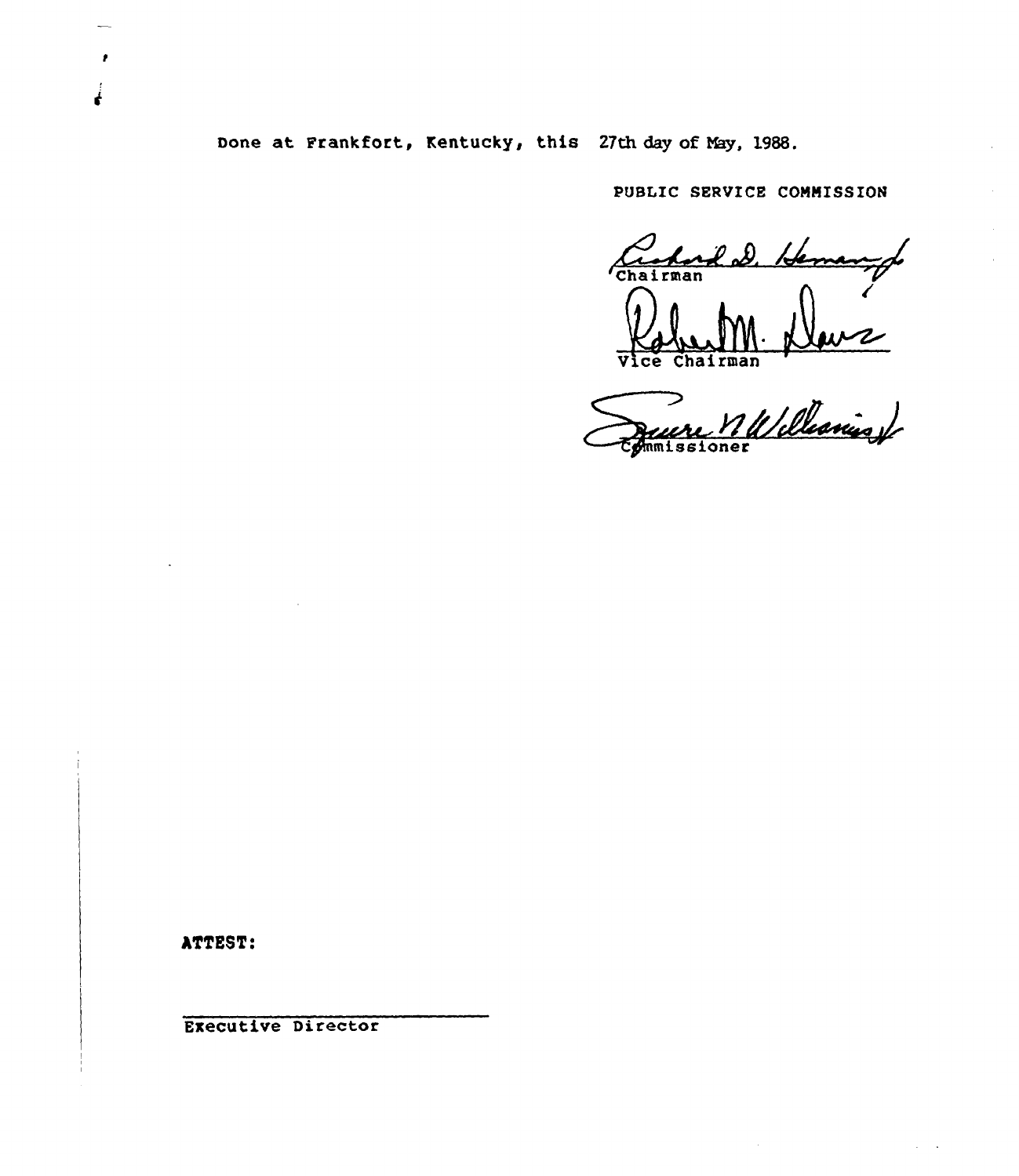Done at Frankfort, Kentucky, this 27th day of May, 1988.

PUBLIC SERVICE COMMISSION

Chairman

Vice Chairman

Commissioner

ATTEST:

Executive Director